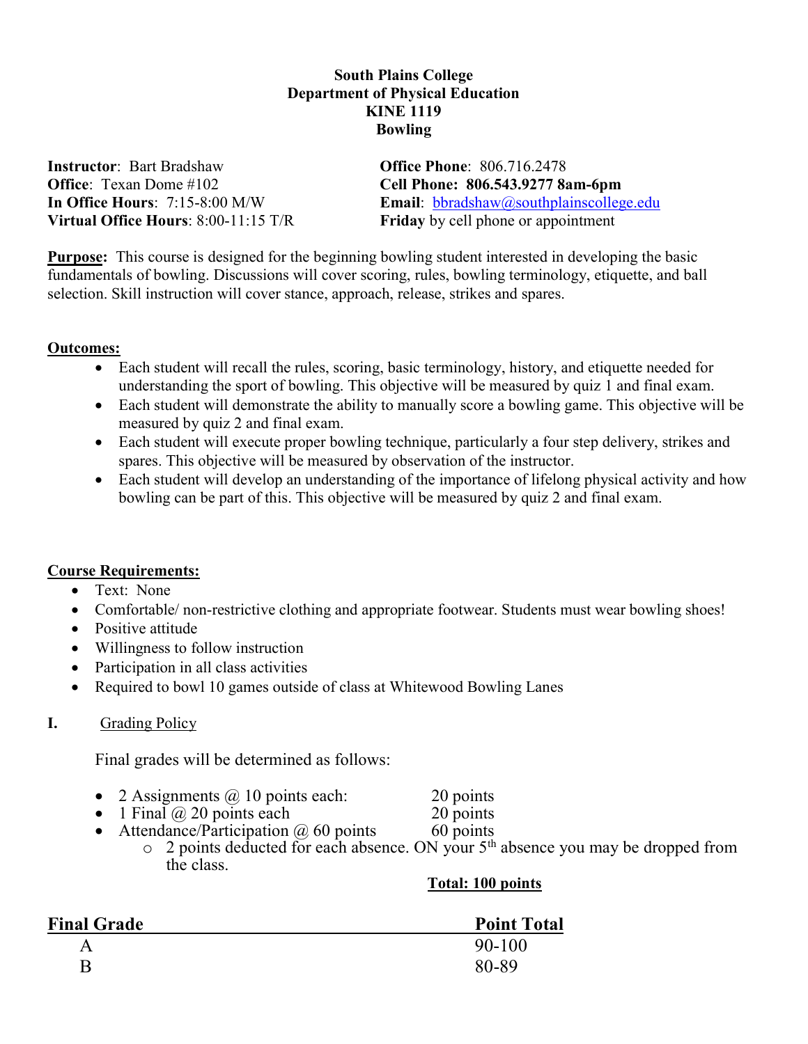**South Plains College**
**Department of Physical Education**
**KINE 1119**
**Bowling**

**Instructor**: Bart Bradshaw
**Office**: Texan Dome #102
**In Office Hours**: 7:15-8:00 M/W
**Virtual Office Hours**: 8:00-11:15 T/R

**Office Phone**: 806.716.2478
**Cell Phone: 806.543.9277 8am-6pm**
**Email**: bbradshaw@southplainscollege.edu
**Friday** by cell phone or appointment

**Purpose:** This course is designed for the beginning bowling student interested in developing the basic fundamentals of bowling. Discussions will cover scoring, rules, bowling terminology, etiquette, and ball selection. Skill instruction will cover stance, approach, release, strikes and spares.

**Outcomes:**

- Each student will recall the rules, scoring, basic terminology, history, and etiquette needed for understanding the sport of bowling. This objective will be measured by quiz 1 and final exam.
- Each student will demonstrate the ability to manually score a bowling game. This objective will be measured by quiz 2 and final exam.
- Each student will execute proper bowling technique, particularly a four step delivery, strikes and spares. This objective will be measured by observation of the instructor.
- Each student will develop an understanding of the importance of lifelong physical activity and how bowling can be part of this. This objective will be measured by quiz 2 and final exam.

**Course Requirements:**

- Text: None
- Comfortable/ non-restrictive clothing and appropriate footwear. Students must wear bowling shoes!
- Positive attitude
- Willingness to follow instruction
- Participation in all class activities
- Required to bowl 10 games outside of class at Whitewood Bowling Lanes

**I.** Grading Policy

Final grades will be determined as follows:

- 2 Assignments @ 10 points each: 20 points
- 1 Final @ 20 points each 20 points
- Attendance/Participation @ 60 points 60 points
  - 2 points deducted for each absence. ON your 5th absence you may be dropped from the class.

**Total: 100 points**

| Final Grade | Point Total |
|---|---|
| A | 90-100 |
| B | 80-89 |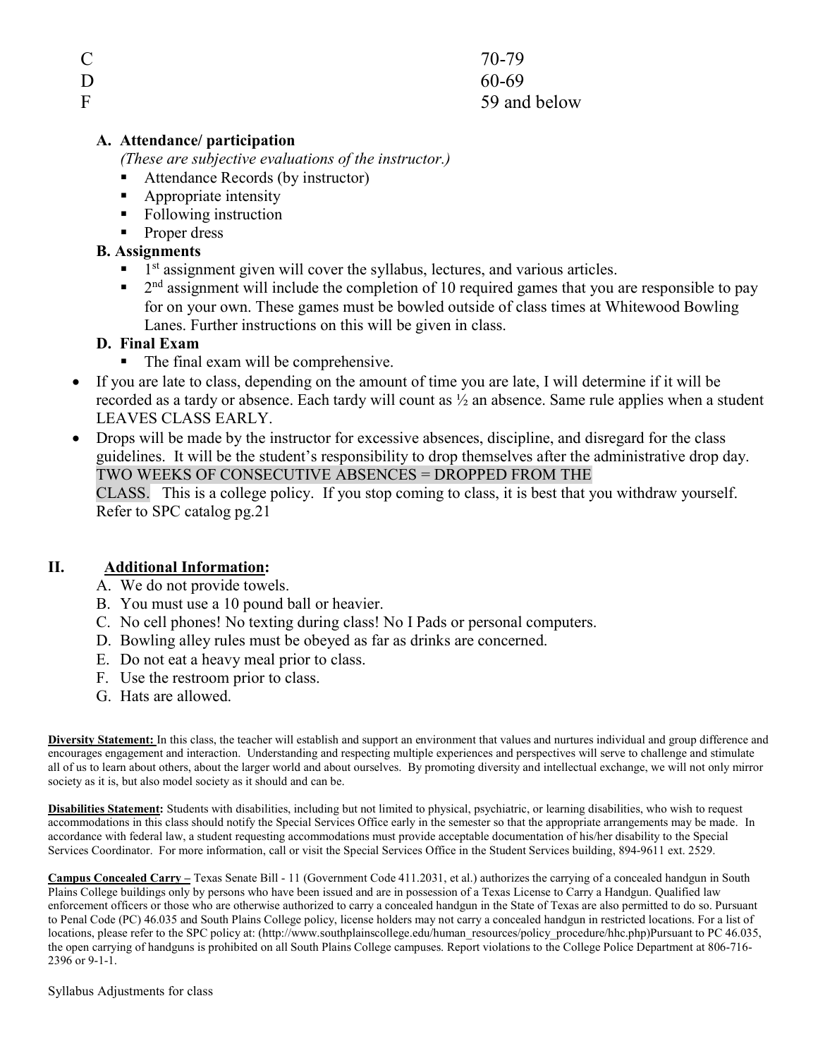| | |
|---|---|
| C | 70-79 |
| D | 60-69 |
| F | 59 and below |

**A. Attendance/ participation**

*(These are subjective evaluations of the instructor.)*

- Attendance Records (by instructor)
- Appropriate intensity
- Following instruction
- Proper dress

**B. Assignments**

- 1st assignment given will cover the syllabus, lectures, and various articles.
- 2nd assignment will include the completion of 10 required games that you are responsible to pay for on your own. These games must be bowled outside of class times at Whitewood Bowling Lanes. Further instructions on this will be given in class.

**D. Final Exam**

- The final exam will be comprehensive.

- If you are late to class, depending on the amount of time you are late, I will determine if it will be recorded as a tardy or absence. Each tardy will count as ½ an absence. Same rule applies when a student LEAVES CLASS EARLY.
- Drops will be made by the instructor for excessive absences, discipline, and disregard for the class guidelines. It will be the student's responsibility to drop themselves after the administrative drop day. TWO WEEKS OF CONSECUTIVE ABSENCES = DROPPED FROM THE CLASS. This is a college policy. If you stop coming to class, it is best that you withdraw yourself. Refer to SPC catalog pg.21

## II. Additional Information:

A. We do not provide towels.
B. You must use a 10 pound ball or heavier.
C. No cell phones! No texting during class! No I Pads or personal computers.
D. Bowling alley rules must be obeyed as far as drinks are concerned.
E. Do not eat a heavy meal prior to class.
F. Use the restroom prior to class.
G. Hats are allowed.

**Diversity Statement:** In this class, the teacher will establish and support an environment that values and nurtures individual and group difference and encourages engagement and interaction. Understanding and respecting multiple experiences and perspectives will serve to challenge and stimulate all of us to learn about others, about the larger world and about ourselves. By promoting diversity and intellectual exchange, we will not only mirror society as it is, but also model society as it should and can be.

**Disabilities Statement:** Students with disabilities, including but not limited to physical, psychiatric, or learning disabilities, who wish to request accommodations in this class should notify the Special Services Office early in the semester so that the appropriate arrangements may be made. In accordance with federal law, a student requesting accommodations must provide acceptable documentation of his/her disability to the Special Services Coordinator. For more information, call or visit the Special Services Office in the Student Services building, 894-9611 ext. 2529.

**Campus Concealed Carry –** Texas Senate Bill - 11 (Government Code 411.2031, et al.) authorizes the carrying of a concealed handgun in South Plains College buildings only by persons who have been issued and are in possession of a Texas License to Carry a Handgun. Qualified law enforcement officers or those who are otherwise authorized to carry a concealed handgun in the State of Texas are also permitted to do so. Pursuant to Penal Code (PC) 46.035 and South Plains College policy, license holders may not carry a concealed handgun in restricted locations. For a list of locations, please refer to the SPC policy at: (http://www.southplainscollege.edu/human_resources/policy_procedure/hhc.php)Pursuant to PC 46.035, the open carrying of handguns is prohibited on all South Plains College campuses. Report violations to the College Police Department at 806-716-2396 or 9-1-1.

Syllabus Adjustments for class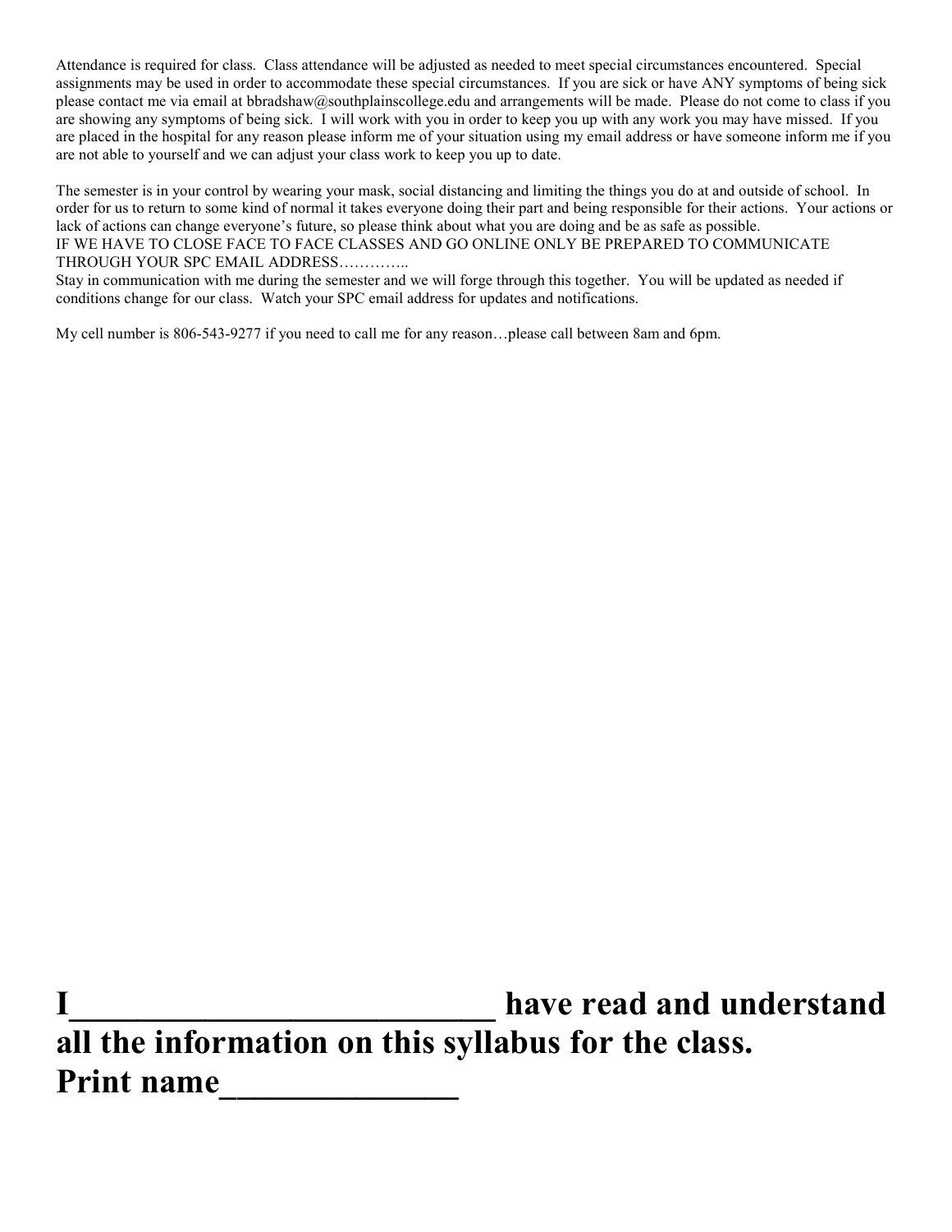Attendance is required for class. Class attendance will be adjusted as needed to meet special circumstances encountered. Special assignments may be used in order to accommodate these special circumstances. If you are sick or have ANY symptoms of being sick please contact me via email at bbradshaw@southplainscollege.edu and arrangements will be made. Please do not come to class if you are showing any symptoms of being sick. I will work with you in order to keep you up with any work you may have missed. If you are placed in the hospital for any reason please inform me of your situation using my email address or have someone inform me if you are not able to yourself and we can adjust your class work to keep you up to date.

The semester is in your control by wearing your mask, social distancing and limiting the things you do at and outside of school. In order for us to return to some kind of normal it takes everyone doing their part and being responsible for their actions. Your actions or lack of actions can change everyone's future, so please think about what you are doing and be as safe as possible.
IF WE HAVE TO CLOSE FACE TO FACE CLASSES AND GO ONLINE ONLY BE PREPARED TO COMMUNICATE THROUGH YOUR SPC EMAIL ADDRESS…………..
Stay in communication with me during the semester and we will forge through this together. You will be updated as needed if conditions change for our class. Watch your SPC email address for updates and notifications.

My cell number is 806-543-9277 if you need to call me for any reason…please call between 8am and 6pm.

**I__________________________ have read and understand all the information on this syllabus for the class.**
**Print name______________**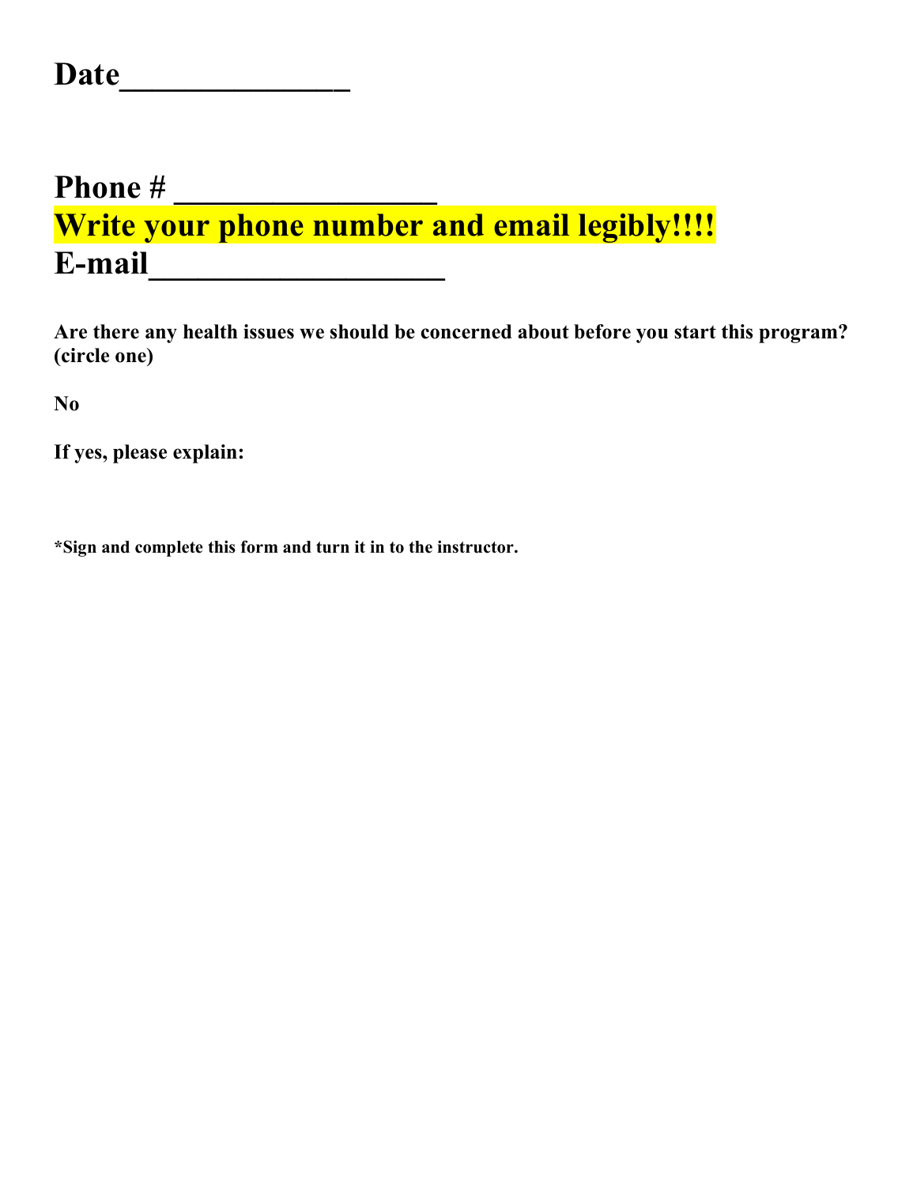**Date_______________**

**Phone # _________________**

**Write your phone number and email legibly!!!!**

**E-mail___________________**

**Are there any health issues we should be concerned about before you start this program? (circle one)**

**No**

**If yes, please explain:**

**\*Sign and complete this form and turn it in to the instructor.**